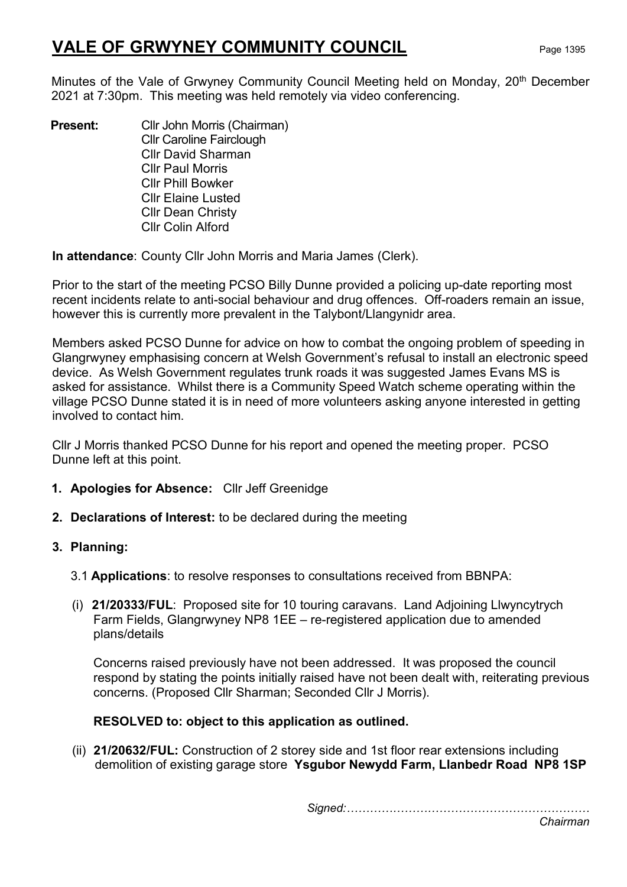# VALE OF GRWYNEY COMMUNITY COUNCIL

Minutes of the Vale of Grwyney Community Council Meeting held on Monday, 20th December 2021 at 7:30pm. This meeting was held remotely via video conferencing.

**Present:** Cllr John Morris (Chairman)
Cllr Caroline Fairclough
Cllr David Sharman
Cllr Paul Morris
Cllr Phill Bowker
Cllr Elaine Lusted
Cllr Dean Christy
Cllr Colin Alford

**In attendance**: County Cllr John Morris and Maria James (Clerk).

Prior to the start of the meeting PCSO Billy Dunne provided a policing up-date reporting most recent incidents relate to anti-social behaviour and drug offences. Off-roaders remain an issue, however this is currently more prevalent in the Talybont/Llangynidr area.

Members asked PCSO Dunne for advice on how to combat the ongoing problem of speeding in Glangrwyney emphasising concern at Welsh Government's refusal to install an electronic speed device. As Welsh Government regulates trunk roads it was suggested James Evans MS is asked for assistance. Whilst there is a Community Speed Watch scheme operating within the village PCSO Dunne stated it is in need of more volunteers asking anyone interested in getting involved to contact him.

Cllr J Morris thanked PCSO Dunne for his report and opened the meeting proper. PCSO Dunne left at this point.

1. **Apologies for Absence:** Cllr Jeff Greenidge

2. **Declarations of Interest:** to be declared during the meeting

3. **Planning:**

   3.1 **Applications**: to resolve responses to consultations received from BBNPA:

   (i) **21/20333/FUL**: Proposed site for 10 touring caravans. Land Adjoining Llwyncytrych Farm Fields, Glangrwyney NP8 1EE – re-registered application due to amended plans/details

   Concerns raised previously have not been addressed. It was proposed the council respond by stating the points initially raised have not been dealt with, reiterating previous concerns. (Proposed Cllr Sharman; Seconded Cllr J Morris).

   **RESOLVED to: object to this application as outlined.**

   (ii) **21/20632/FUL:** Construction of 2 storey side and 1st floor rear extensions including demolition of existing garage store **Ysgubor Newydd Farm, Llanbedr Road NP8 1SP**

*Signed:………………………………………………………*
*Chairman*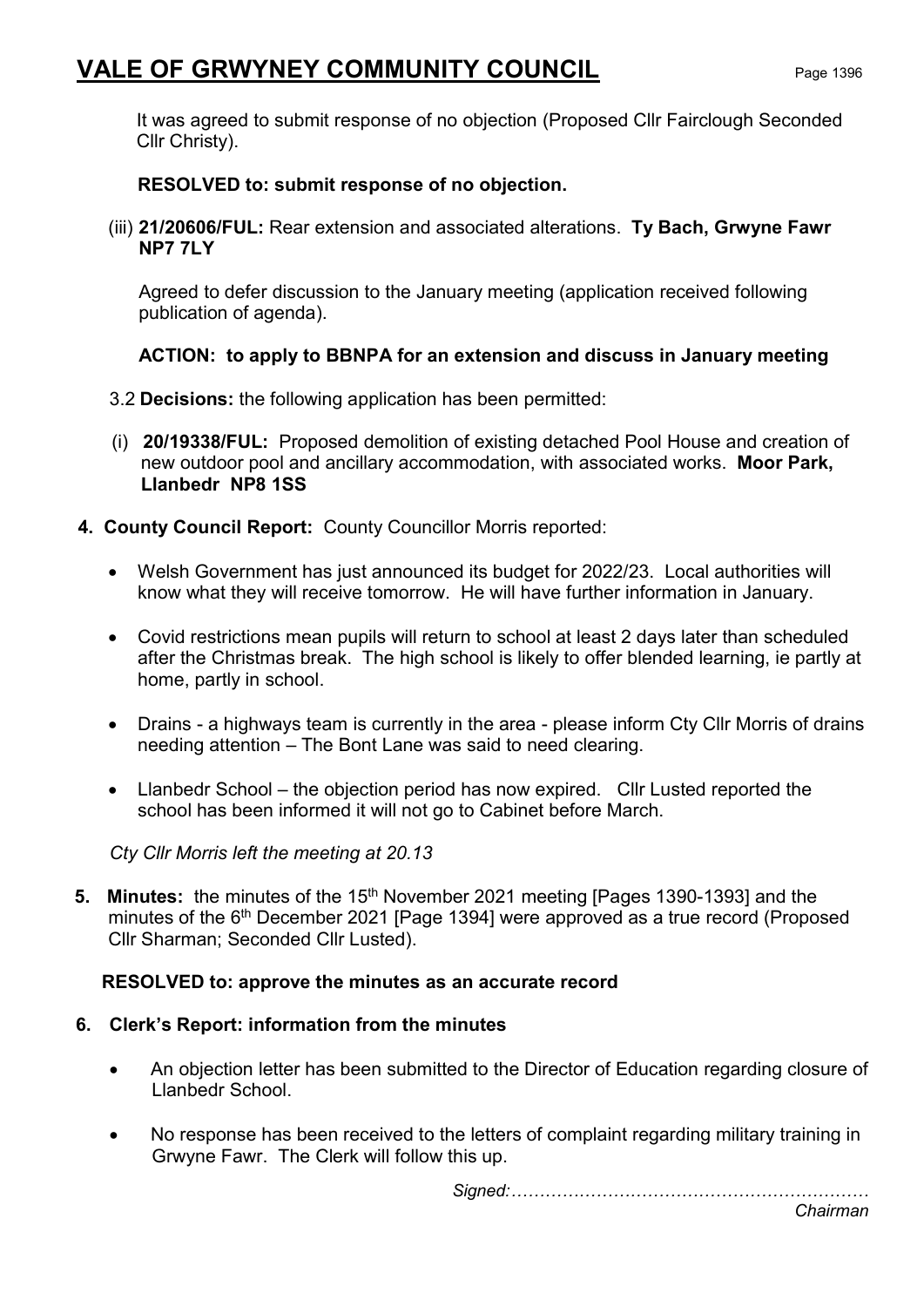It was agreed to submit response of no objection (Proposed Cllr Fairclough Seconded Cllr Christy).

**RESOLVED to: submit response of no objection.**

(iii) **21/20606/FUL:** Rear extension and associated alterations. **Ty Bach, Grwyne Fawr NP7 7LY**

Agreed to defer discussion to the January meeting (application received following publication of agenda).

**ACTION: to apply to BBNPA for an extension and discuss in January meeting**

3.2 **Decisions:** the following application has been permitted:

(i) **20/19338/FUL:** Proposed demolition of existing detached Pool House and creation of new outdoor pool and ancillary accommodation, with associated works. **Moor Park, Llanbedr NP8 1SS**

**4. County Council Report:** County Councillor Morris reported:

- Welsh Government has just announced its budget for 2022/23. Local authorities will know what they will receive tomorrow. He will have further information in January.
- Covid restrictions mean pupils will return to school at least 2 days later than scheduled after the Christmas break. The high school is likely to offer blended learning, ie partly at home, partly in school.
- Drains - a highways team is currently in the area - please inform Cty Cllr Morris of drains needing attention – The Bont Lane was said to need clearing.
- Llanbedr School – the objection period has now expired. Cllr Lusted reported the school has been informed it will not go to Cabinet before March.

*Cty Cllr Morris left the meeting at 20.13*

**5. Minutes:** the minutes of the 15th November 2021 meeting [Pages 1390-1393] and the minutes of the 6th December 2021 [Page 1394] were approved as a true record (Proposed Cllr Sharman; Seconded Cllr Lusted).

**RESOLVED to: approve the minutes as an accurate record**

**6. Clerk's Report: information from the minutes**

- An objection letter has been submitted to the Director of Education regarding closure of Llanbedr School.
- No response has been received to the letters of complaint regarding military training in Grwyne Fawr. The Clerk will follow this up.

*Signed:………………………………………………………*
*Chairman*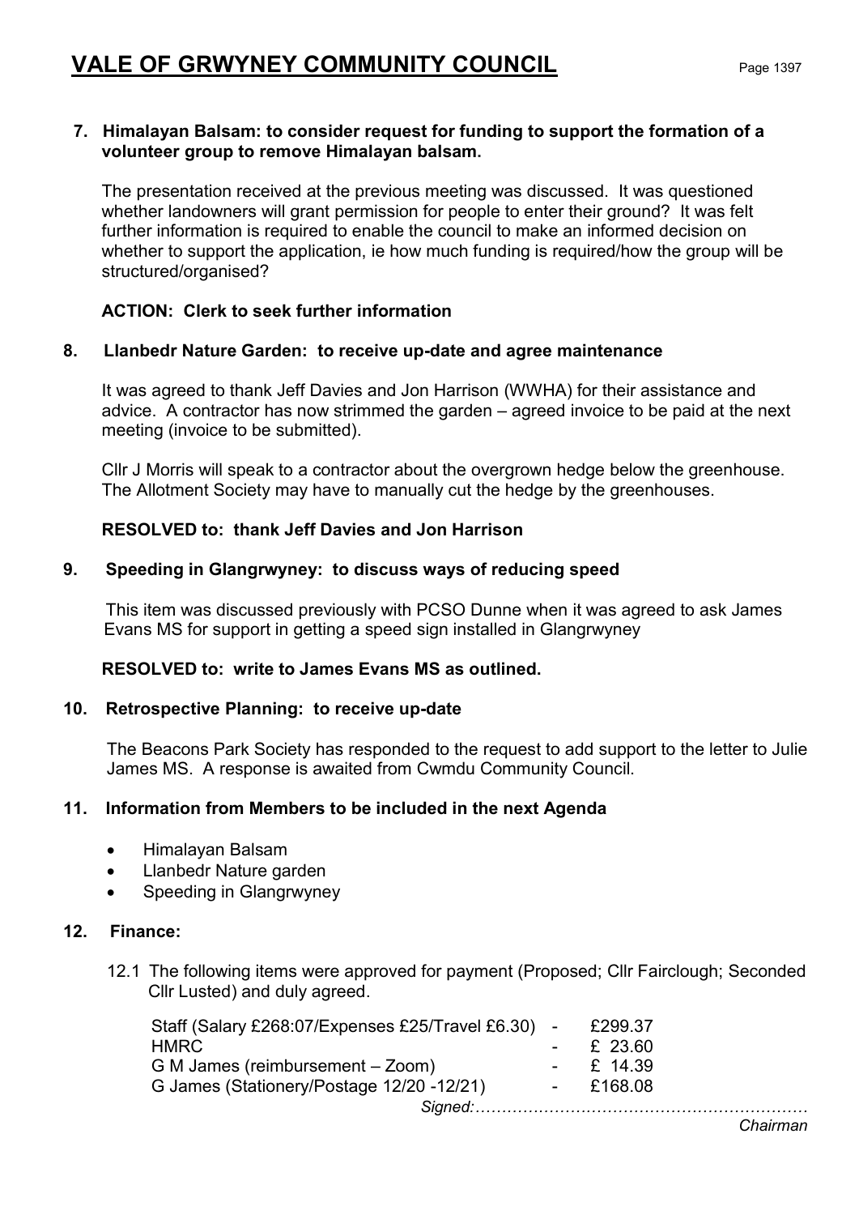# VALE OF GRWYNEY COMMUNITY COUNCIL

**7. Himalayan Balsam: to consider request for funding to support the formation of a volunteer group to remove Himalayan balsam.**

The presentation received at the previous meeting was discussed. It was questioned whether landowners will grant permission for people to enter their ground? It was felt further information is required to enable the council to make an informed decision on whether to support the application, ie how much funding is required/how the group will be structured/organised?

**ACTION: Clerk to seek further information**

**8. Llanbedr Nature Garden: to receive up-date and agree maintenance**

It was agreed to thank Jeff Davies and Jon Harrison (WWHA) for their assistance and advice. A contractor has now strimmed the garden – agreed invoice to be paid at the next meeting (invoice to be submitted).

Cllr J Morris will speak to a contractor about the overgrown hedge below the greenhouse. The Allotment Society may have to manually cut the hedge by the greenhouses.

**RESOLVED to: thank Jeff Davies and Jon Harrison**

**9. Speeding in Glangrwyney: to discuss ways of reducing speed**

This item was discussed previously with PCSO Dunne when it was agreed to ask James Evans MS for support in getting a speed sign installed in Glangrwyney

**RESOLVED to: write to James Evans MS as outlined.**

**10. Retrospective Planning: to receive up-date**

The Beacons Park Society has responded to the request to add support to the letter to Julie James MS. A response is awaited from Cwmdu Community Council.

**11. Information from Members to be included in the next Agenda**

- Himalayan Balsam
- Llanbedr Nature garden
- Speeding in Glangrwyney

**12. Finance:**

12.1 The following items were approved for payment (Proposed; Cllr Fairclough; Seconded Cllr Lusted) and duly agreed.

| | | |
|---|---|---|
| Staff (Salary £268:07/Expenses £25/Travel £6.30) | - | £299.37 |
| HMRC | - | £ 23.60 |
| G M James (reimbursement – Zoom) | - | £ 14.39 |
| G James (Stationery/Postage 12/20 -12/21) | - | £168.08 |

*Signed:………………………………………………………*
*Chairman*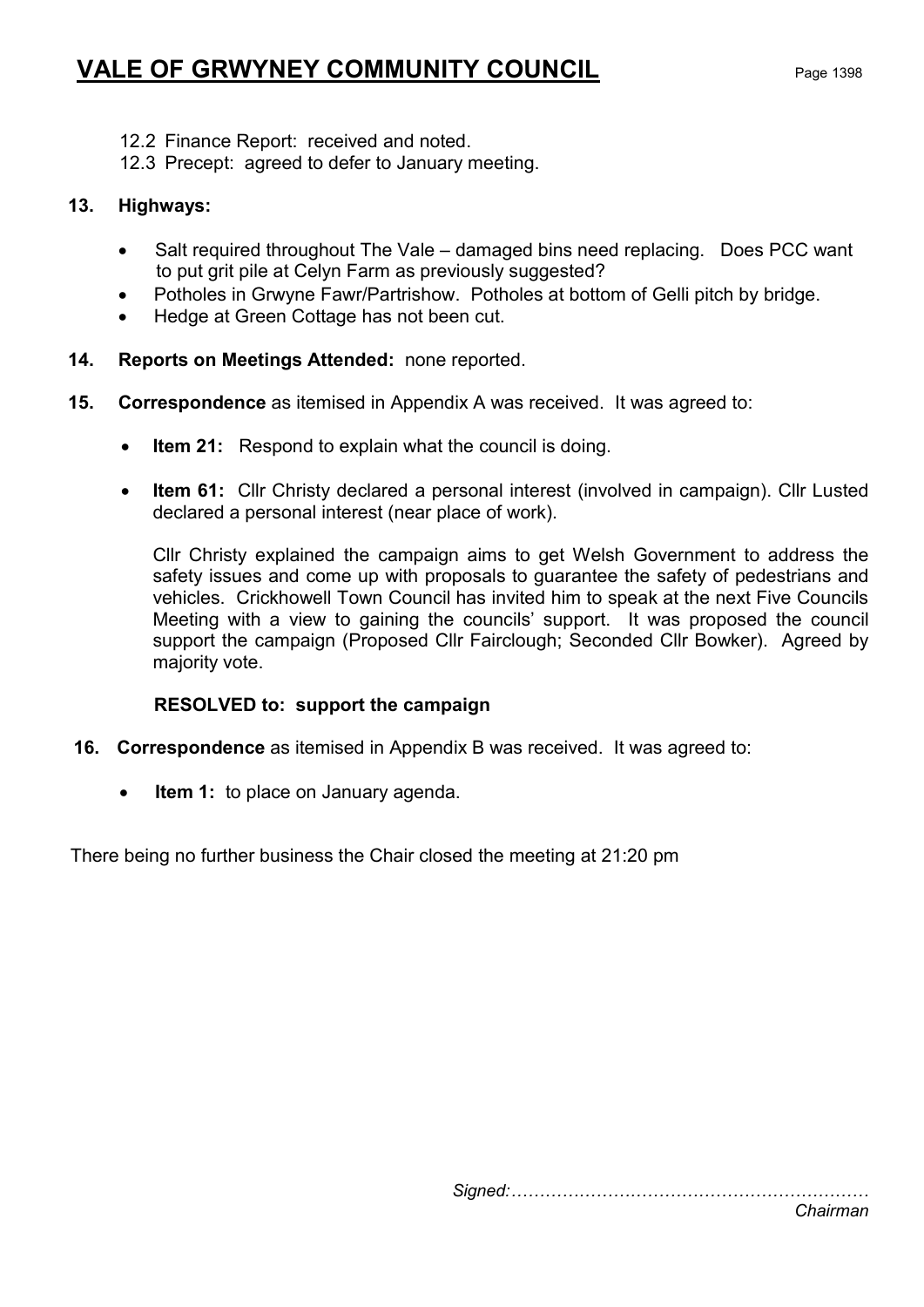12.2 Finance Report: received and noted.
12.3 Precept: agreed to defer to January meeting.

**13. Highways:**

- Salt required throughout The Vale – damaged bins need replacing. Does PCC want to put grit pile at Celyn Farm as previously suggested?
- Potholes in Grwyne Fawr/Partrishow. Potholes at bottom of Gelli pitch by bridge.
- Hedge at Green Cottage has not been cut.

**14. Reports on Meetings Attended:** none reported.

**15. Correspondence** as itemised in Appendix A was received. It was agreed to:

- **Item 21:** Respond to explain what the council is doing.
- **Item 61:** Cllr Christy declared a personal interest (involved in campaign). Cllr Lusted declared a personal interest (near place of work).

  Cllr Christy explained the campaign aims to get Welsh Government to address the safety issues and come up with proposals to guarantee the safety of pedestrians and vehicles. Crickhowell Town Council has invited him to speak at the next Five Councils Meeting with a view to gaining the councils' support. It was proposed the council support the campaign (Proposed Cllr Fairclough; Seconded Cllr Bowker). Agreed by majority vote.

  **RESOLVED to: support the campaign**

**16. Correspondence** as itemised in Appendix B was received. It was agreed to:

- **Item 1:** to place on January agenda.

There being no further business the Chair closed the meeting at 21:20 pm

*Signed:……………………………………………………*
*Chairman*